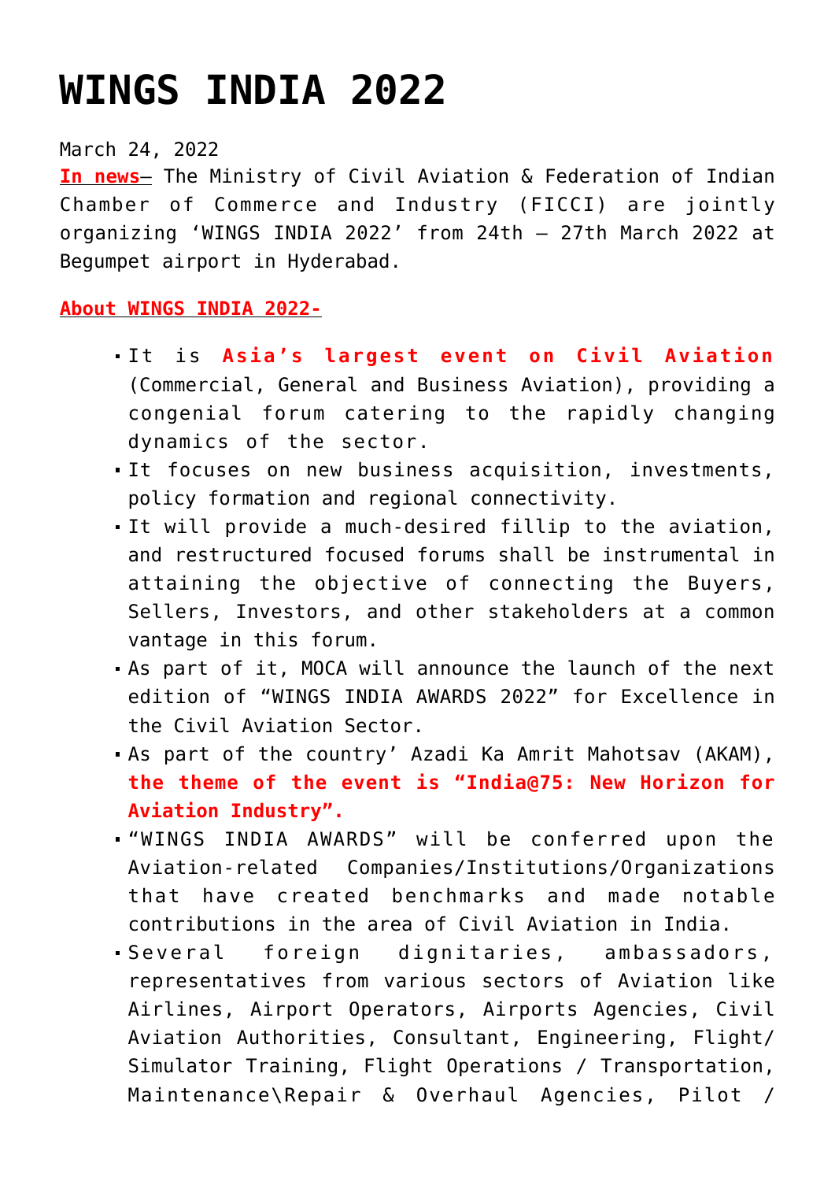# WINGS INDIA 2022

March 24, 2022

**In news**– The Ministry of Civil Aviation & Federation of Indian Chamber of Commerce and Industry (FICCI) are jointly organizing 'WINGS INDIA 2022' from 24th – 27th March 2022 at Begumpet airport in Hyderabad.

**About WINGS INDIA 2022-**

- It is **Asia's largest event on Civil Aviation** (Commercial, General and Business Aviation), providing a congenial forum catering to the rapidly changing dynamics of the sector.
- It focuses on new business acquisition, investments, policy formation and regional connectivity.
- It will provide a much-desired fillip to the aviation, and restructured focused forums shall be instrumental in attaining the objective of connecting the Buyers, Sellers, Investors, and other stakeholders at a common vantage in this forum.
- As part of it, MOCA will announce the launch of the next edition of "WINGS INDIA AWARDS 2022" for Excellence in the Civil Aviation Sector.
- As part of the country' Azadi Ka Amrit Mahotsav (AKAM), **the theme of the event is "India@75: New Horizon for Aviation Industry".**
- "WINGS INDIA AWARDS" will be conferred upon the Aviation-related Companies/Institutions/Organizations that have created benchmarks and made notable contributions in the area of Civil Aviation in India.
- Several foreign dignitaries, ambassadors, representatives from various sectors of Aviation like Airlines, Airport Operators, Airports Agencies, Civil Aviation Authorities, Consultant, Engineering, Flight/ Simulator Training, Flight Operations / Transportation, Maintenance\Repair & Overhaul Agencies, Pilot /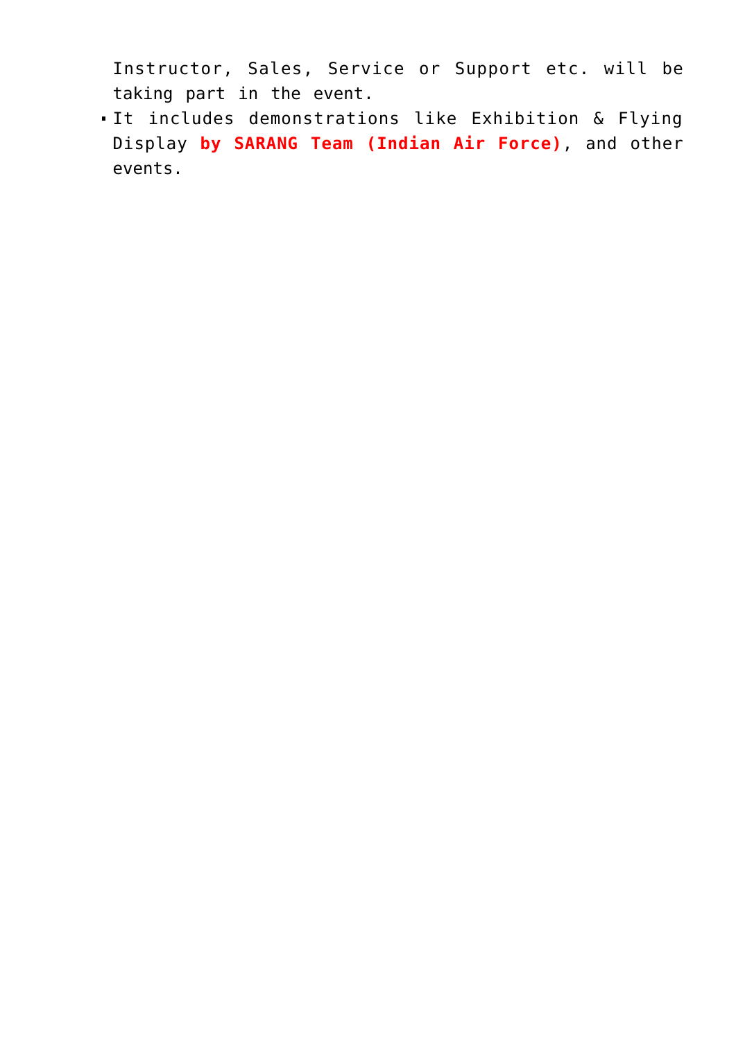Instructor, Sales, Service or Support etc. will be taking part in the event.

- It includes demonstrations like Exhibition & Flying Display **by SARANG Team (Indian Air Force)**, and other events.